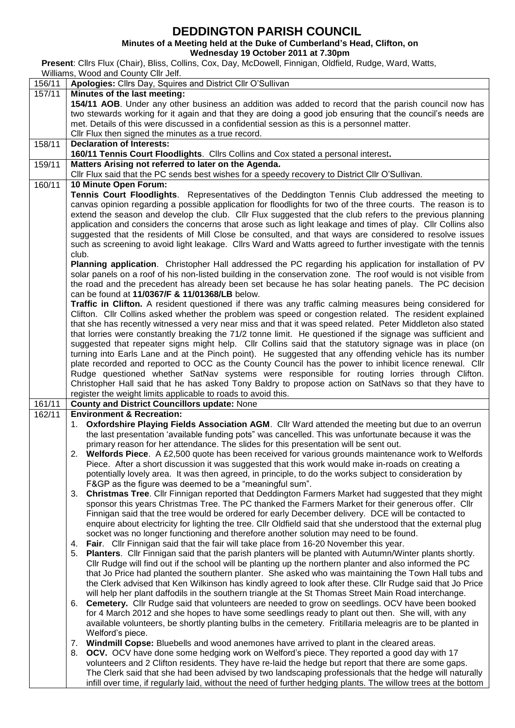# DEDDINGTON PARISH COUNCIL

**Minutes of a Meeting held at the Duke of Cumberland's Head, Clifton, on Wednesday 19 October 2011 at 7.30pm**

**Present**: Cllrs Flux (Chair), Bliss, Collins, Cox, Day, McDowell, Finnigan, Oldfield, Rudge, Ward, Watts, Williams, Wood and County Cllr Jelf.

| | |
|---|---|
| 156/11 | **Apologies:** Cllrs Day, Squires and District Cllr O'Sullivan |
| 157/11 | **Minutes of the last meeting:**<br>**154/11 AOB**. Under any other business an addition was added to record that the parish council now has two stewards working for it again and that they are doing a good job ensuring that the council's needs are met. Details of this were discussed in a confidential session as this is a personnel matter.<br>Cllr Flux then signed the minutes as a true record. |
| 158/11 | **Declaration of Interests:**<br>**160/11 Tennis Court Floodlights**. Cllrs Collins and Cox stated a personal interest**.** |
| 159/11 | **Matters Arising not referred to later on the Agenda.**<br>Cllr Flux said that the PC sends best wishes for a speedy recovery to District Cllr O'Sullivan. |
| 160/11 | **10 Minute Open Forum:**<br>**Tennis Court Floodlights**. Representatives of the Deddington Tennis Club addressed the meeting to canvas opinion regarding a possible application for floodlights for two of the three courts. The reason is to extend the season and develop the club. Cllr Flux suggested that the club refers to the previous planning application and considers the concerns that arose such as light leakage and times of play. Cllr Collins also suggested that the residents of Mill Close be consulted, and that ways are considered to resolve issues such as screening to avoid light leakage. Cllrs Ward and Watts agreed to further investigate with the tennis club.<br>**Planning application**. Christopher Hall addressed the PC regarding his application for installation of PV solar panels on a roof of his non-listed building in the conservation zone. The roof would is not visible from the road and the precedent has already been set because he has solar heating panels. The PC decision can be found at **11/0367/F & 11/01368/LB** below.<br>**Traffic in Clifton.** A resident questioned if there was any traffic calming measures being considered for Clifton. Cllr Collins asked whether the problem was speed or congestion related. The resident explained that she has recently witnessed a very near miss and that it was speed related. Peter Middleton also stated that lorries were constantly breaking the 71/2 tonne limit. He questioned if the signage was sufficient and suggested that repeater signs might help. Cllr Collins said that the statutory signage was in place (on turning into Earls Lane and at the Pinch point). He suggested that any offending vehicle has its number plate recorded and reported to OCC as the County Council has the power to inhibit licence renewal. Cllr Rudge questioned whether SatNav systems were responsible for routing lorries through Clifton. Christopher Hall said that he has asked Tony Baldry to propose action on SatNavs so that they have to register the weight limits applicable to roads to avoid this. |
| 161/11 | **County and District Councillors update:** None |
| 162/11 | **Environment & Recreation:**<br>1. **Oxfordshire Playing Fields Association AGM**. Cllr Ward attended the meeting but due to an overrun the last presentation 'available funding pots" was cancelled. This was unfortunate because it was the primary reason for her attendance. The slides for this presentation will be sent out.<br>2. **Welfords Piece**. A £2,500 quote has been received for various grounds maintenance work to Welfords Piece. After a short discussion it was suggested that this work would make in-roads on creating a potentially lovely area. It was then agreed, in principle, to do the works subject to consideration by F&GP as the figure was deemed to be a "meaningful sum".<br>3. **Christmas Tree**. Cllr Finnigan reported that Deddington Farmers Market had suggested that they might sponsor this years Christmas Tree. The PC thanked the Farmers Market for their generous offer. Cllr Finnigan said that the tree would be ordered for early December delivery. DCE will be contacted to enquire about electricity for lighting the tree. Cllr Oldfield said that she understood that the external plug socket was no longer functioning and therefore another solution may need to be found.<br>4. **Fair**. Cllr Finnigan said that the fair will take place from 16-20 November this year.<br>5. **Planters**. Cllr Finnigan said that the parish planters will be planted with Autumn/Winter plants shortly. Cllr Rudge will find out if the school will be planting up the northern planter and also informed the PC that Jo Price had planted the southern planter. She asked who was maintaining the Town Hall tubs and the Clerk advised that Ken Wilkinson has kindly agreed to look after these. Cllr Rudge said that Jo Price will help her plant daffodils in the southern triangle at the St Thomas Street Main Road interchange.<br>6. **Cemetery.** Cllr Rudge said that volunteers are needed to grow on seedlings. OCV have been booked for 4 March 2012 and she hopes to have some seedlings ready to plant out then. She will, with any available volunteers, be shortly planting bulbs in the cemetery. Fritillaria meleagris are to be planted in Welford's piece.<br>7. **Windmill Copse:** Bluebells and wood anemones have arrived to plant in the cleared areas.<br>8. **OCV.** OCV have done some hedging work on Welford's piece. They reported a good day with 17 volunteers and 2 Clifton residents. They have re-laid the hedge but report that there are some gaps. The Clerk said that she had been advised by two landscaping professionals that the hedge will naturally infill over time, if regularly laid, without the need of further hedging plants. The willow trees at the bottom |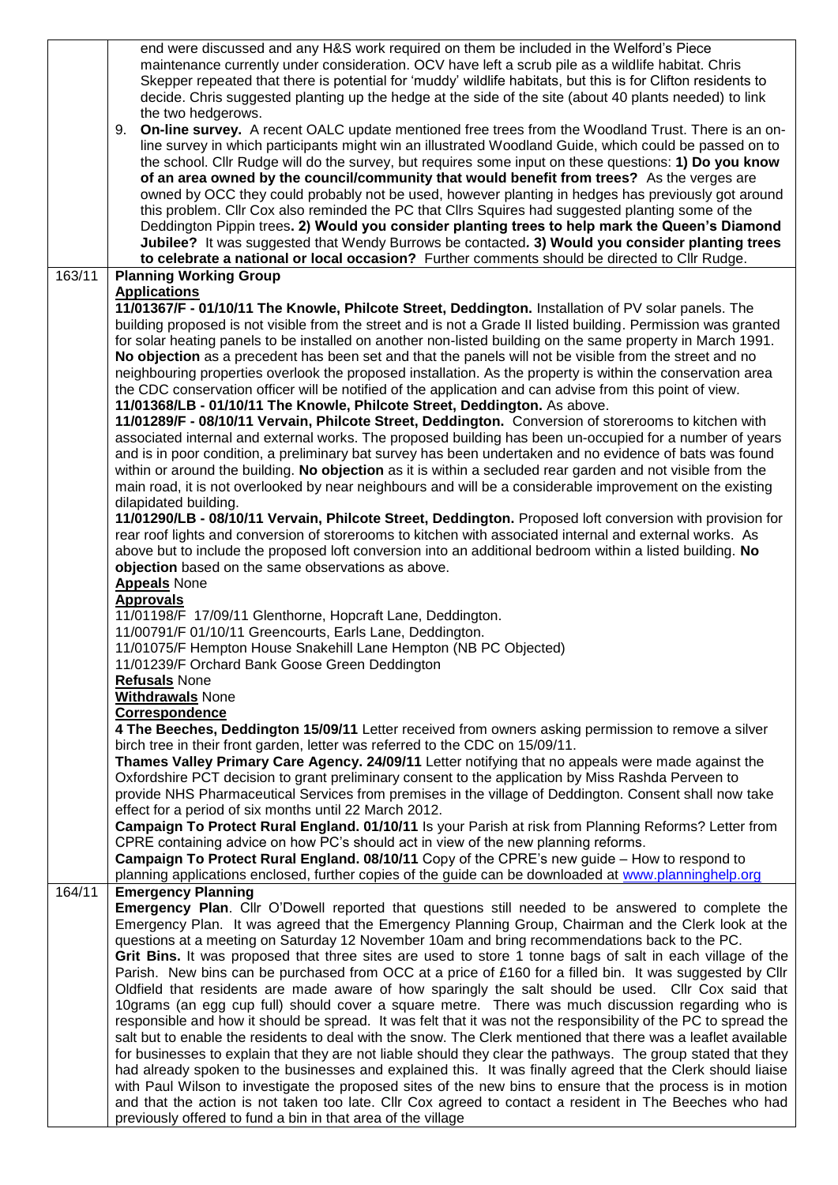| | |
|---|---|
| | end were discussed and any H&S work required on them be included in the Welford's Piece maintenance currently under consideration. OCV have left a scrub pile as a wildlife habitat. Chris Skepper repeated that there is potential for 'muddy' wildlife habitats, but this is for Clifton residents to decide. Chris suggested planting up the hedge at the side of the site (about 40 plants needed) to link the two hedgerows.<br>9. **On-line survey.** A recent OALC update mentioned free trees from the Woodland Trust. There is an on-line survey in which participants might win an illustrated Woodland Guide, which could be passed on to the school. Cllr Rudge will do the survey, but requires some input on these questions: **1) Do you know of an area owned by the council/community that would benefit from trees?** As the verges are owned by OCC they could probably not be used, however planting in hedges has previously got around this problem. Cllr Cox also reminded the PC that Cllrs Squires had suggested planting some of the Deddington Pippin trees**. 2) Would you consider planting trees to help mark the Queen's Diamond Jubilee?** It was suggested that Wendy Burrows be contacted**. 3) Would you consider planting trees to celebrate a national or local occasion?** Further comments should be directed to Cllr Rudge. |
| 163/11 | **Planning Working Group**<br>**Applications**<br>**11/01367/F - 01/10/11 The Knowle, Philcote Street, Deddington.** Installation of PV solar panels. The building proposed is not visible from the street and is not a Grade II listed building. Permission was granted for solar heating panels to be installed on another non-listed building on the same property in March 1991. **No objection** as a precedent has been set and that the panels will not be visible from the street and no neighbouring properties overlook the proposed installation. As the property is within the conservation area the CDC conservation officer will be notified of the application and can advise from this point of view.<br>**11/01368/LB - 01/10/11 The Knowle, Philcote Street, Deddington.** As above.<br>**11/01289/F - 08/10/11 Vervain, Philcote Street, Deddington.** Conversion of storerooms to kitchen with associated internal and external works. The proposed building has been un-occupied for a number of years and is in poor condition, a preliminary bat survey has been undertaken and no evidence of bats was found within or around the building. **No objection** as it is within a secluded rear garden and not visible from the main road, it is not overlooked by near neighbours and will be a considerable improvement on the existing dilapidated building.<br>**11/01290/LB - 08/10/11 Vervain, Philcote Street, Deddington.** Proposed loft conversion with provision for rear roof lights and conversion of storerooms to kitchen with associated internal and external works. As above but to include the proposed loft conversion into an additional bedroom within a listed building. **No objection** based on the same observations as above.<br>**Appeals** None<br>**Approvals**<br>11/01198/F 17/09/11 Glenthorne, Hopcraft Lane, Deddington.<br>11/00791/F 01/10/11 Greencourts, Earls Lane, Deddington.<br>11/01075/F Hempton House Snakehill Lane Hempton (NB PC Objected)<br>11/01239/F Orchard Bank Goose Green Deddington<br>**Refusals** None<br>**Withdrawals** None<br>**Correspondence**<br>**4 The Beeches, Deddington 15/09/11** Letter received from owners asking permission to remove a silver birch tree in their front garden, letter was referred to the CDC on 15/09/11.<br>**Thames Valley Primary Care Agency. 24/09/11** Letter notifying that no appeals were made against the Oxfordshire PCT decision to grant preliminary consent to the application by Miss Rashda Perveen to provide NHS Pharmaceutical Services from premises in the village of Deddington. Consent shall now take effect for a period of six months until 22 March 2012.<br>**Campaign To Protect Rural England. 01/10/11** Is your Parish at risk from Planning Reforms? Letter from CPRE containing advice on how PC's should act in view of the new planning reforms.<br>**Campaign To Protect Rural England. 08/10/11** Copy of the CPRE's new guide – How to respond to planning applications enclosed, further copies of the guide can be downloaded at www.planninghelp.org |
| 164/11 | **Emergency Planning**<br>**Emergency Plan**. Cllr O'Dowell reported that questions still needed to be answered to complete the Emergency Plan. It was agreed that the Emergency Planning Group, Chairman and the Clerk look at the questions at a meeting on Saturday 12 November 10am and bring recommendations back to the PC.<br>**Grit Bins.** It was proposed that three sites are used to store 1 tonne bags of salt in each village of the Parish. New bins can be purchased from OCC at a price of £160 for a filled bin. It was suggested by Cllr Oldfield that residents are made aware of how sparingly the salt should be used. Cllr Cox said that 10grams (an egg cup full) should cover a square metre. There was much discussion regarding who is responsible and how it should be spread. It was felt that it was not the responsibility of the PC to spread the salt but to enable the residents to deal with the snow. The Clerk mentioned that there was a leaflet available for businesses to explain that they are not liable should they clear the pathways. The group stated that they had already spoken to the businesses and explained this. It was finally agreed that the Clerk should liaise with Paul Wilson to investigate the proposed sites of the new bins to ensure that the process is in motion and that the action is not taken too late. Cllr Cox agreed to contact a resident in The Beeches who had previously offered to fund a bin in that area of the village |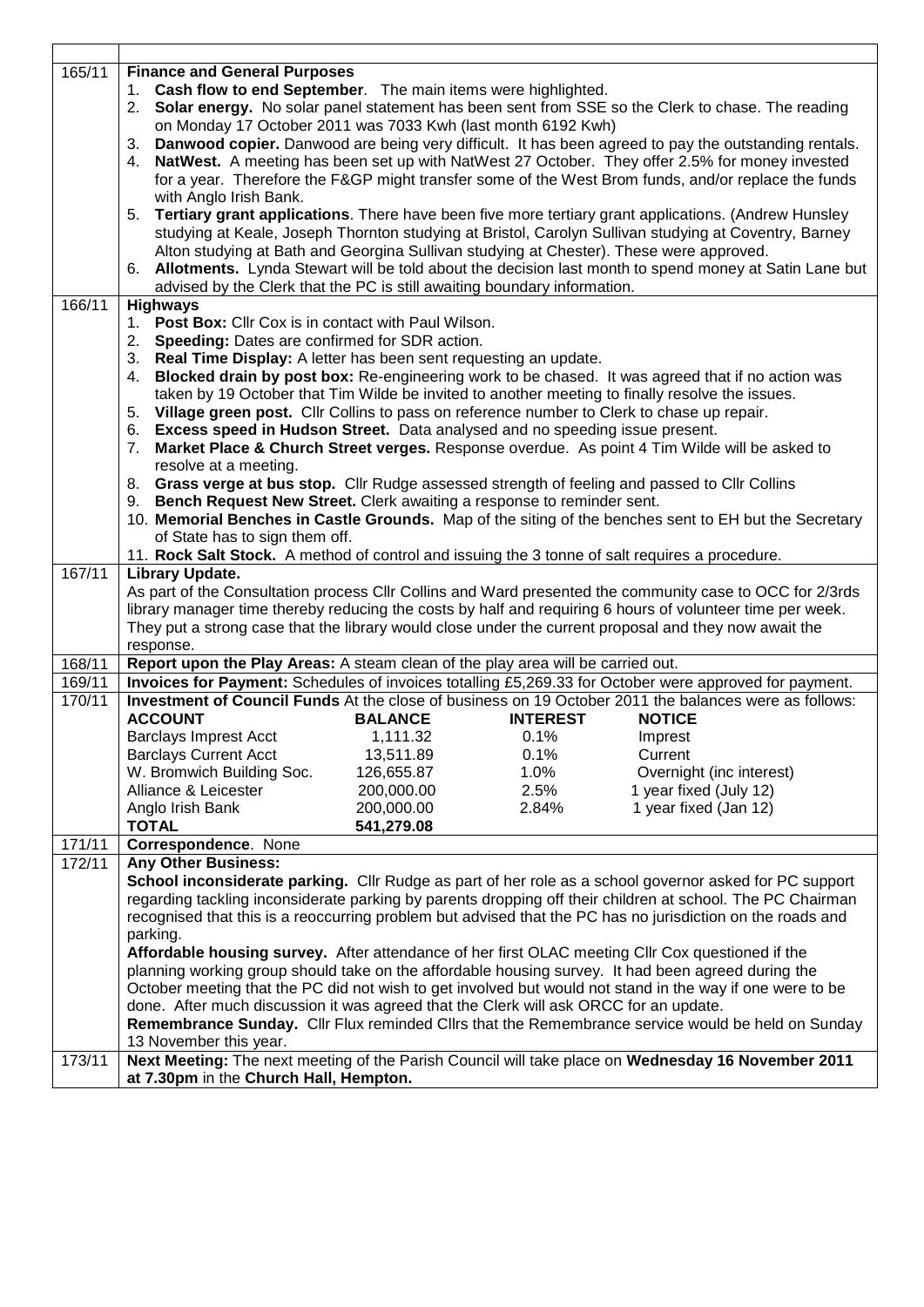| | |
|---|---|
| 165/11 | **Finance and General Purposes**<br>1. **Cash flow to end September**. The main items were highlighted.<br>2. **Solar energy.** No solar panel statement has been sent from SSE so the Clerk to chase. The reading on Monday 17 October 2011 was 7033 Kwh (last month 6192 Kwh)<br>3. **Danwood copier.** Danwood are being very difficult. It has been agreed to pay the outstanding rentals.<br>4. **NatWest.** A meeting has been set up with NatWest 27 October. They offer 2.5% for money invested for a year. Therefore the F&GP might transfer some of the West Brom funds, and/or replace the funds with Anglo Irish Bank.<br>5. **Tertiary grant applications**. There have been five more tertiary grant applications. (Andrew Hunsley studying at Keale, Joseph Thornton studying at Bristol, Carolyn Sullivan studying at Coventry, Barney Alton studying at Bath and Georgina Sullivan studying at Chester). These were approved.<br>6. **Allotments.** Lynda Stewart will be told about the decision last month to spend money at Satin Lane but advised by the Clerk that the PC is still awaiting boundary information. |
| 166/11 | **Highways**<br>1. **Post Box:** Cllr Cox is in contact with Paul Wilson.<br>2. **Speeding:** Dates are confirmed for SDR action.<br>3. **Real Time Display:** A letter has been sent requesting an update.<br>4. **Blocked drain by post box:** Re-engineering work to be chased. It was agreed that if no action was taken by 19 October that Tim Wilde be invited to another meeting to finally resolve the issues.<br>5. **Village green post.** Cllr Collins to pass on reference number to Clerk to chase up repair.<br>6. **Excess speed in Hudson Street.** Data analysed and no speeding issue present.<br>7. **Market Place & Church Street verges.** Response overdue. As point 4 Tim Wilde will be asked to resolve at a meeting.<br>8. **Grass verge at bus stop.** Cllr Rudge assessed strength of feeling and passed to Cllr Collins<br>9. **Bench Request New Street.** Clerk awaiting a response to reminder sent.<br>10. **Memorial Benches in Castle Grounds.** Map of the siting of the benches sent to EH but the Secretary of State has to sign them off.<br>11. **Rock Salt Stock.** A method of control and issuing the 3 tonne of salt requires a procedure. |
| 167/11 | **Library Update.**<br>As part of the Consultation process Cllr Collins and Ward presented the community case to OCC for 2/3rds library manager time thereby reducing the costs by half and requiring 6 hours of volunteer time per week. They put a strong case that the library would close under the current proposal and they now await the response. |
| 168/11 | **Report upon the Play Areas:** A steam clean of the play area will be carried out. |
| 169/11 | **Invoices for Payment:** Schedules of invoices totalling £5,269.33 for October were approved for payment. |
| 170/11 | **Investment of Council Funds** At the close of business on 19 October 2011 the balances were as follows: |

| ACCOUNT | BALANCE | INTEREST | NOTICE |
|---|---|---|---|
| Barclays Imprest Acct | 1,111.32 | 0.1% | Imprest |
| Barclays Current Acct | 13,511.89 | 0.1% | Current |
| W. Bromwich Building Soc. | 126,655.87 | 1.0% | Overnight (inc interest) |
| Alliance & Leicester | 200,000.00 | 2.5% | 1 year fixed (July 12) |
| Anglo Irish Bank | 200,000.00 | 2.84% | 1 year fixed (Jan 12) |
| **TOTAL** | **541,279.08** | | |

| | |
|---|---|
| 171/11 | **Correspondence**. None |
| 172/11 | **Any Other Business:**<br>**School inconsiderate parking.** Cllr Rudge as part of her role as a school governor asked for PC support regarding tackling inconsiderate parking by parents dropping off their children at school. The PC Chairman recognised that this is a reoccurring problem but advised that the PC has no jurisdiction on the roads and parking.<br>**Affordable housing survey.** After attendance of her first OLAC meeting Cllr Cox questioned if the planning working group should take on the affordable housing survey. It had been agreed during the October meeting that the PC did not wish to get involved but would not stand in the way if one were to be done. After much discussion it was agreed that the Clerk will ask ORCC for an update.<br>**Remembrance Sunday.** Cllr Flux reminded Cllrs that the Remembrance service would be held on Sunday 13 November this year. |
| 173/11 | **Next Meeting:** The next meeting of the Parish Council will take place on **Wednesday 16 November 2011 at 7.30pm** in the **Church Hall, Hempton.** |